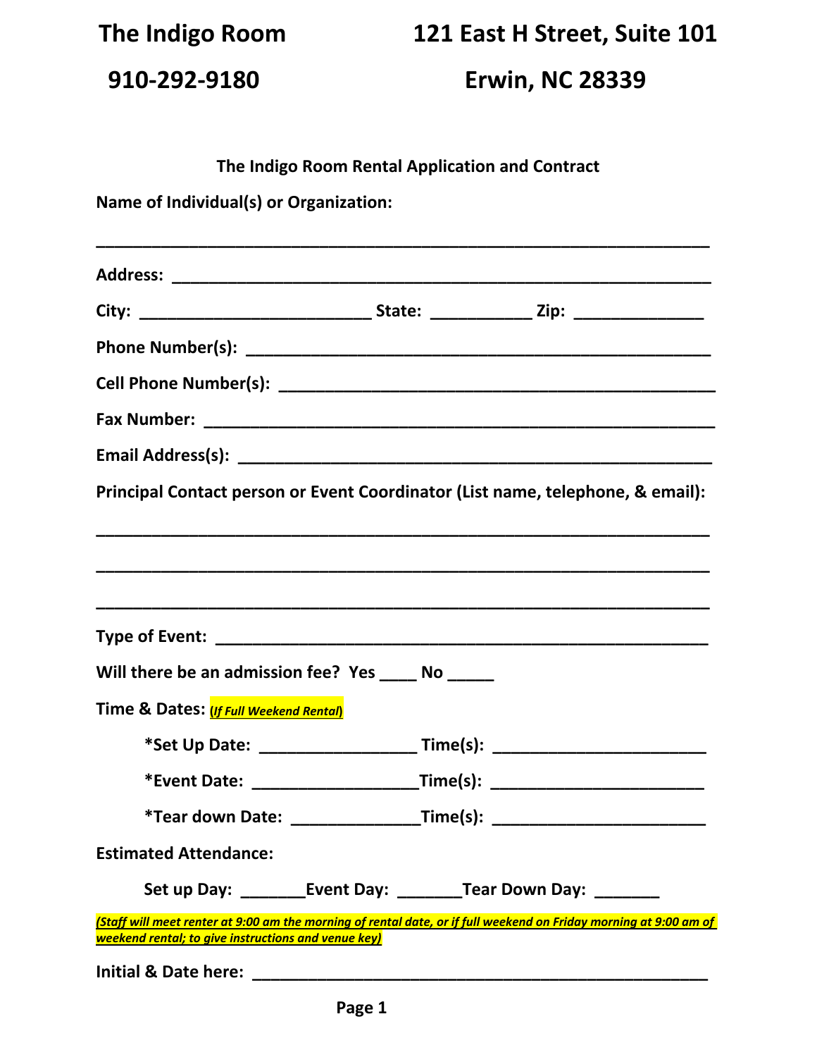**The Indigo Room** **121 East H Street, Suite 101**

**910-292-9180** **Erwin, NC 28339**

## The Indigo Room Rental Application and Contract

**Name of Individual(s) or Organization:**

______________________________________________________________

**Address:** ______________________________________________________

**City:** ________________________ **State:** ___________ **Zip:** ______________

**Phone Number(s):** _________________________________________________

**Cell Phone Number(s):** _____________________________________________

**Fax Number:** ______________________________________________________

**Email Address(s):** __________________________________________________

**Principal Contact person or Event Coordinator (List name, telephone, & email):**

______________________________________________________________

______________________________________________________________

______________________________________________________________

**Type of Event:** _____________________________________________________

**Will there be an admission fee? Yes ____ No _____**

**Time & Dates:** ***(If Full Weekend Rental)***

- **\*Set Up Date:** _________________ **Time(s):** _______________________
- **\*Event Date:** __________________ **Time(s):** _______________________
- **\*Tear down Date:** ______________ **Time(s):** _______________________

**Estimated Attendance:**

**Set up Day:** _______ **Event Day:** _______ **Tear Down Day:** _______

***(Staff will meet renter at 9:00 am the morning of rental date, or if full weekend on Friday morning at 9:00 am of weekend rental; to give instructions and venue key)***

**Initial & Date here:** ___________________________________________________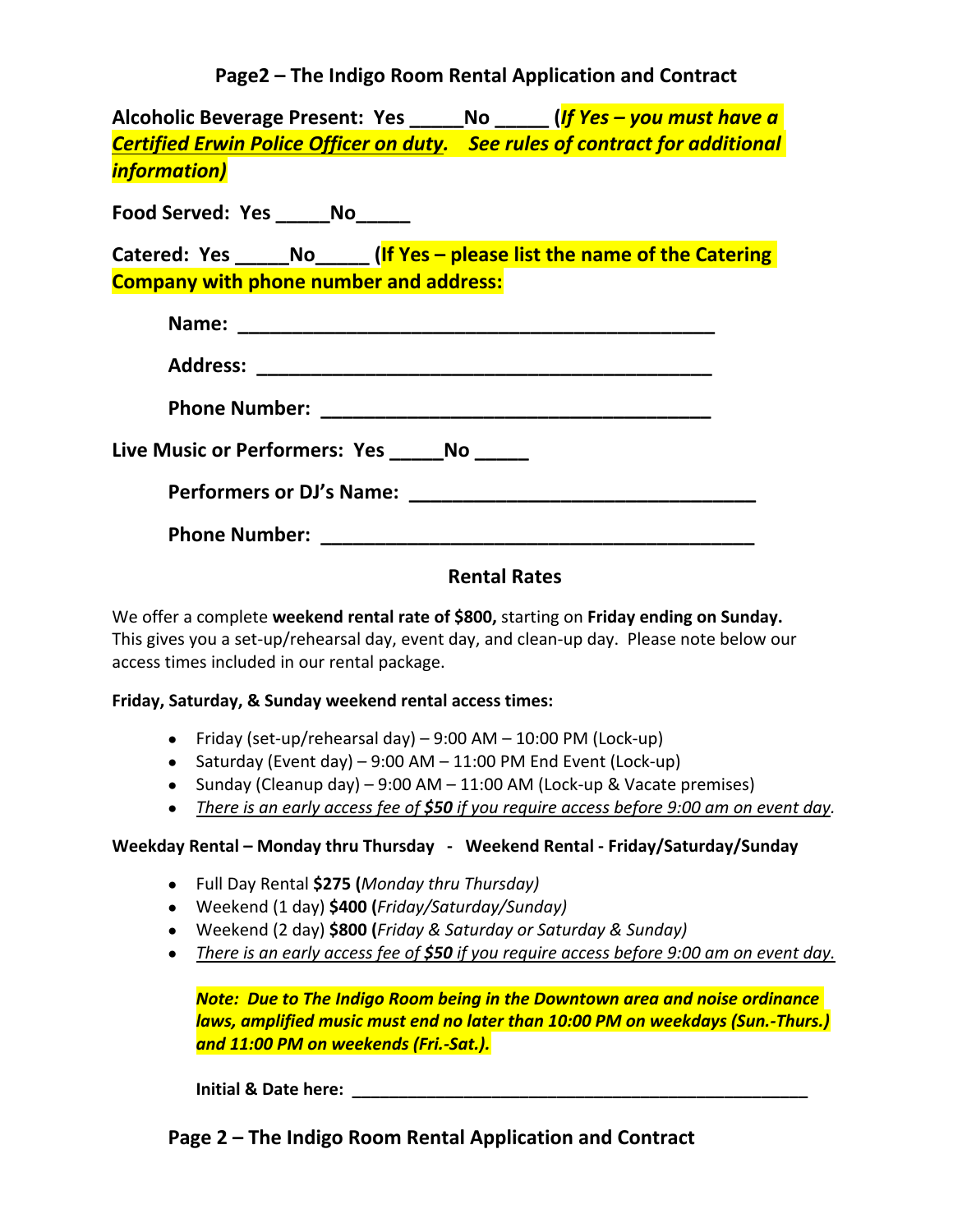**Alcoholic Beverage Present: Yes _____No _____ (*If Yes – you must have a Certified Erwin Police Officer on duty. See rules of contract for additional information)***

**Food Served: Yes _____No_____**

**Catered: Yes _____No_____ (If Yes – please list the name of the Catering Company with phone number and address:**

**Name: _____________________________________________**

**Address: __________________________________________**

**Phone Number: ____________________________________**

**Live Music or Performers: Yes _____No _____**

**Performers or DJ's Name: _______________________________**

**Phone Number: _________________________________________**

## Rental Rates

We offer a complete **weekend rental rate of $800,** starting on **Friday ending on Sunday.** This gives you a set-up/rehearsal day, event day, and clean-up day. Please note below our access times included in our rental package.

**Friday, Saturday, & Sunday weekend rental access times:**

- Friday (set-up/rehearsal day) – 9:00 AM – 10:00 PM (Lock-up)
- Saturday (Event day) – 9:00 AM – 11:00 PM End Event (Lock-up)
- Sunday (Cleanup day) – 9:00 AM – 11:00 AM (Lock-up & Vacate premises)
- *There is an early access fee of **$50** if you require access before 9:00 am on event day.*

**Weekday Rental – Monday thru Thursday - Weekend Rental - Friday/Saturday/Sunday**

- Full Day Rental **$275 (***Monday thru Thursday)*
- Weekend (1 day) **$400 (***Friday/Saturday/Sunday)*
- Weekend (2 day) **$800 (***Friday & Saturday or Saturday & Sunday)*
- *There is an early access fee of **$50** if you require access before 9:00 am on event day.*

***Note: Due to The Indigo Room being in the Downtown area and noise ordinance laws, amplified music must end no later than 10:00 PM on weekdays (Sun.-Thurs.) and 11:00 PM on weekends (Fri.-Sat.).***

**Initial & Date here: ______________________________________________**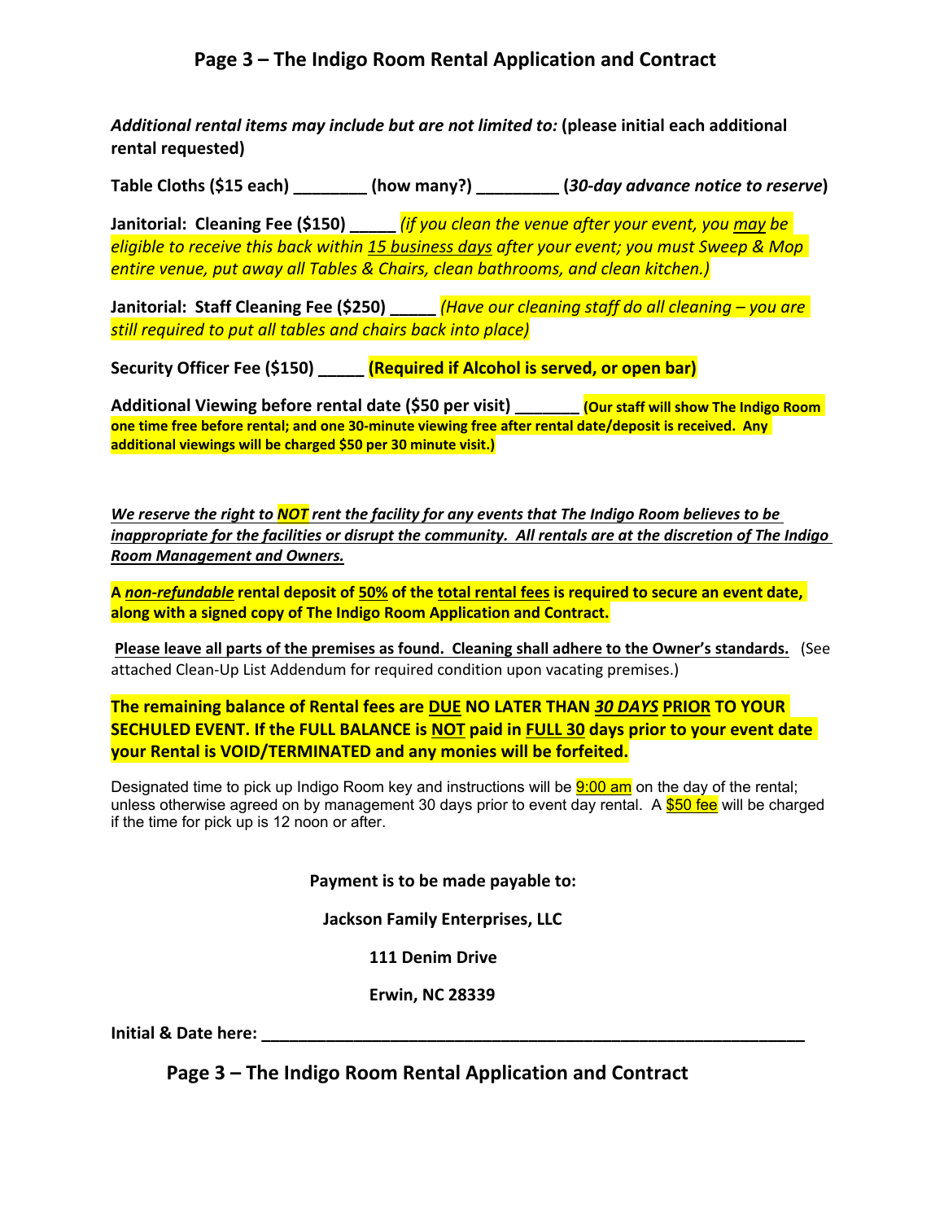*Additional rental items may include but are not limited to:* **(please initial each additional rental requested)**

**Table Cloths ($15 each) ________ (how many?) _________ (*30-day advance notice to reserve*)**

**Janitorial: Cleaning Fee ($150) _____** *(if you clean the venue after your event, you may be eligible to receive this back within 15 business days after your event; you must Sweep & Mop entire venue, put away all Tables & Chairs, clean bathrooms, and clean kitchen.)*

**Janitorial: Staff Cleaning Fee ($250) _____** *(Have our cleaning staff do all cleaning – you are still required to put all tables and chairs back into place)*

**Security Officer Fee ($150) _____ (Required if Alcohol is served, or open bar)**

**Additional Viewing before rental date ($50 per visit) _______ (Our staff will show The Indigo Room one time free before rental; and one 30-minute viewing free after rental date/deposit is received. Any additional viewings will be charged $50 per 30 minute visit.)**

***We reserve the right to NOT rent the facility for any events that The Indigo Room believes to be inappropriate for the facilities or disrupt the community. All rentals are at the discretion of The Indigo Room Management and Owners.***

**A *non-refundable* rental deposit of 50% of the total rental fees is required to secure an event date, along with a signed copy of The Indigo Room Application and Contract.**

**Please leave all parts of the premises as found. Cleaning shall adhere to the Owner's standards.** (See attached Clean-Up List Addendum for required condition upon vacating premises.)

**The remaining balance of Rental fees are DUE NO LATER THAN *30 DAYS* PRIOR TO YOUR SECHULED EVENT. If the FULL BALANCE is NOT paid in FULL 30 days prior to your event date your Rental is VOID/TERMINATED and any monies will be forfeited.**

Designated time to pick up Indigo Room key and instructions will be 9:00 am on the day of the rental; unless otherwise agreed on by management 30 days prior to event day rental. A $50 fee will be charged if the time for pick up is 12 noon or after.

**Payment is to be made payable to:**

**Jackson Family Enterprises, LLC**

**111 Denim Drive**

**Erwin, NC 28339**

**Initial & Date here: ___________________________________________________________**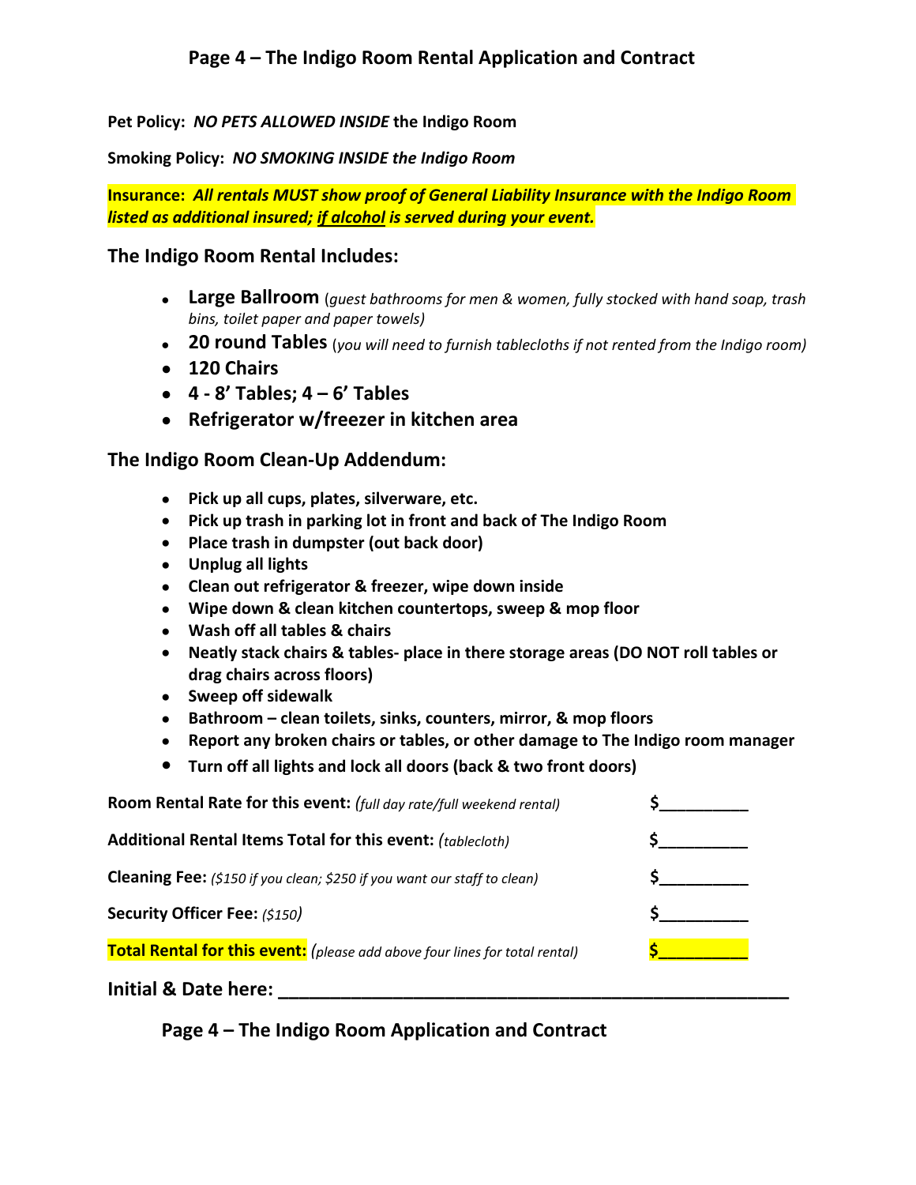# Page 4 – The Indigo Room Rental Application and Contract

**Pet Policy:** ***NO PETS ALLOWED INSIDE*** **the Indigo Room**

**Smoking Policy:** ***NO SMOKING INSIDE the Indigo Room***

**Insurance:** ***All rentals MUST show proof of General Liability Insurance with the Indigo Room listed as additional insured; if alcohol is served during your event.***

## The Indigo Room Rental Includes:

- **Large Ballroom** (*guest bathrooms for men & women, fully stocked with hand soap, trash bins, toilet paper and paper towels)*
- **20 round Tables** (*you will need to furnish tablecloths if not rented from the Indigo room)*
- **120 Chairs**
- **4 - 8' Tables; 4 – 6' Tables**
- **Refrigerator w/freezer in kitchen area**

## The Indigo Room Clean-Up Addendum:

- **Pick up all cups, plates, silverware, etc.**
- **Pick up trash in parking lot in front and back of The Indigo Room**
- **Place trash in dumpster (out back door)**
- **Unplug all lights**
- **Clean out refrigerator & freezer, wipe down inside**
- **Wipe down & clean kitchen countertops, sweep & mop floor**
- **Wash off all tables & chairs**
- **Neatly stack chairs & tables- place in there storage areas (DO NOT roll tables or drag chairs across floors)**
- **Sweep off sidewalk**
- **Bathroom – clean toilets, sinks, counters, mirror, & mop floors**
- **Report any broken chairs or tables, or other damage to The Indigo room manager**
- **Turn off all lights and lock all doors (back & two front doors)**

**Room Rental Rate for this event:** *(full day rate/full weekend rental)* $__________

**Additional Rental Items Total for this event:** *(tablecloth)* $__________

**Cleaning Fee:** *($150 if you clean; $250 if you want our staff to clean)* $__________

**Security Officer Fee:** *($150)* $__________

**Total Rental for this event:** *(please add above four lines for total rental)* $__________

**Initial & Date here:** ____________________________________________________

**Page 4 – The Indigo Room Application and Contract**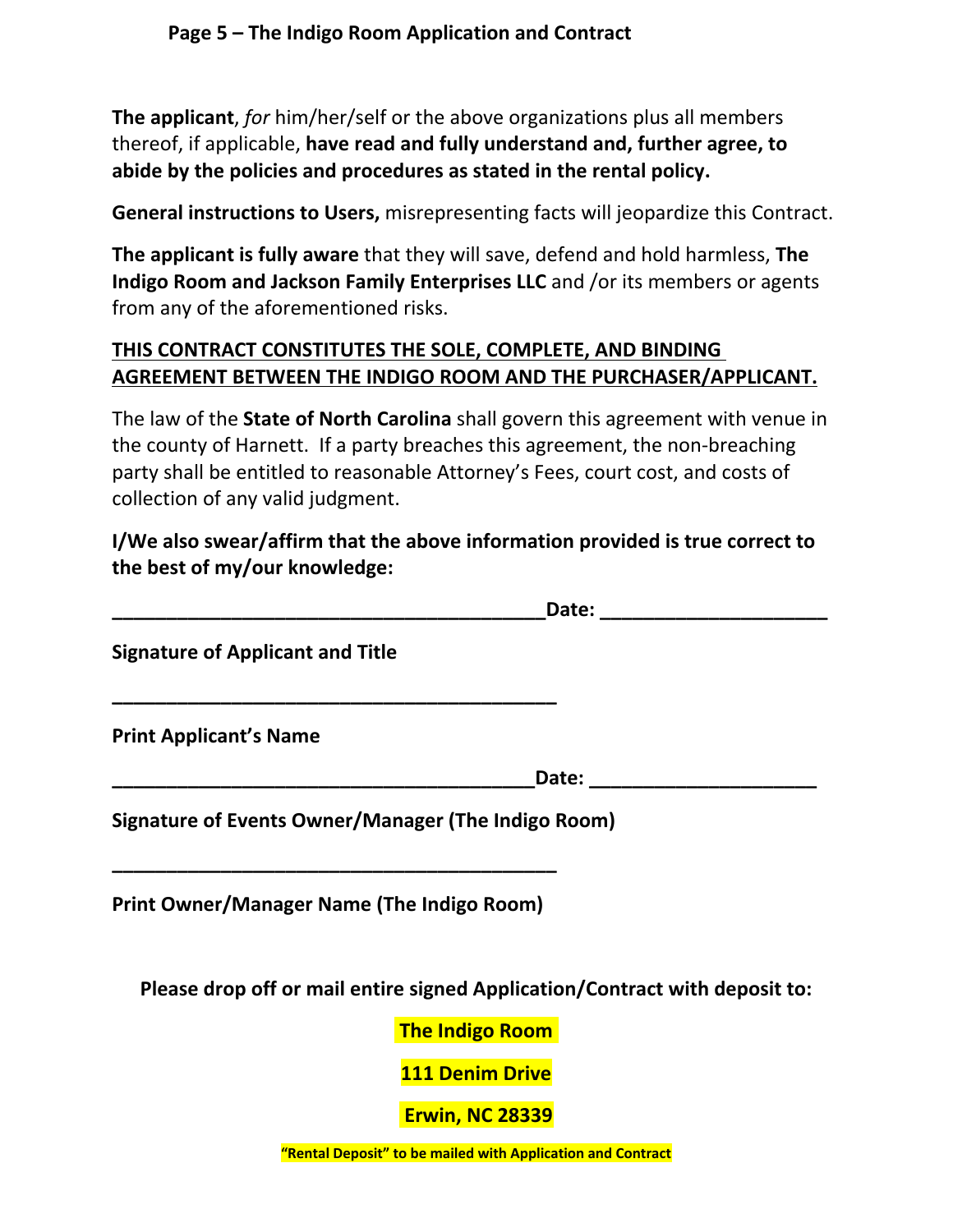**The applicant**, *for* him/her/self or the above organizations plus all members thereof, if applicable, **have read and fully understand and, further agree, to abide by the policies and procedures as stated in the rental policy.**

**General instructions to Users,** misrepresenting facts will jeopardize this Contract.

**The applicant is fully aware** that they will save, defend and hold harmless, **The Indigo Room and Jackson Family Enterprises LLC** and /or its members or agents from any of the aforementioned risks.

**<u>THIS CONTRACT CONSTITUTES THE SOLE, COMPLETE, AND BINDING AGREEMENT BETWEEN THE INDIGO ROOM AND THE PURCHASER/APPLICANT.</u>**

The law of the **State of North Carolina** shall govern this agreement with venue in the county of Harnett. If a party breaches this agreement, the non-breaching party shall be entitled to reasonable Attorney's Fees, court cost, and costs of collection of any valid judgment.

**I/We also swear/affirm that the above information provided is true correct to the best of my/our knowledge:**

**________________________________________Date: _____________________**

**Signature of Applicant and Title**

**_________________________________________**

**Print Applicant's Name**

**_______________________________________Date: _____________________**

**Signature of Events Owner/Manager (The Indigo Room)**

**_________________________________________**

**Print Owner/Manager Name (The Indigo Room)**

**Please drop off or mail entire signed Application/Contract with deposit to:**

**The Indigo Room**

**111 Denim Drive**

**Erwin, NC 28339**

**"Rental Deposit" to be mailed with Application and Contract**